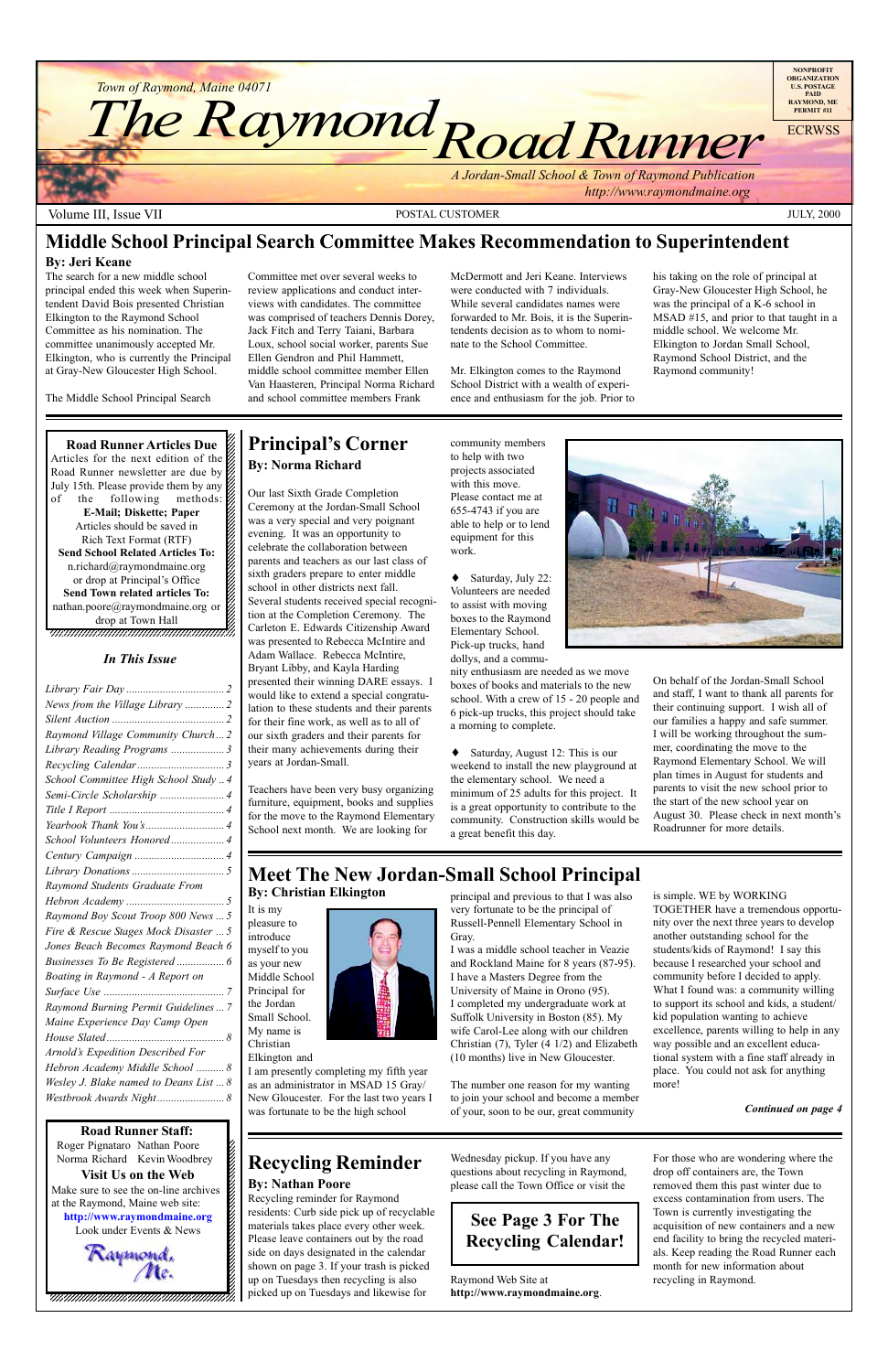Town of Raymond, Maine 04071

# The Raymond Road Runner

*A Jordan-Small School & Town of Raymond Publication*
*http://www.raymondmaine.org*

NONPROFIT ORGANIZATION U.S. POSTAGE PAID RAYMOND, ME PERMIT #11

ECRWSS

Volume III, Issue VII | POSTAL CUSTOMER | JULY, 2000

## Middle School Principal Search Committee Makes Recommendation to Superintendent

**By: Jeri Keane**

The search for a new middle school principal ended this week when Superintendent David Bois presented Christian Elkington to the Raymond School Committee as his nomination. The committee unanimously accepted Mr. Elkington, who is currently the Principal at Gray-New Gloucester High School.

The Middle School Principal Search Committee met over several weeks to review applications and conduct interviews with candidates. The committee was comprised of teachers Dennis Dorey, Jack Fitch and Terry Taiani, Barbara Loux, school social worker, parents Sue Ellen Gendron and Phil Hammett, middle school committee member Ellen Van Haasteren, Principal Norma Richard and school committee members Frank McDermott and Jeri Keane. Interviews were conducted with 7 individuals. While several candidates names were forwarded to Mr. Bois, it is the Superintendents decision as to whom to nominate to the School Committee.

Mr. Elkington comes to the Raymond School District with a wealth of experience and enthusiasm for the job. Prior to his taking on the role of principal at Gray-New Gloucester High School, he was the principal of a K-6 school in MSAD #15, and prior to that taught in a middle school. We welcome Mr. Elkington to Jordan Small School, Raymond School District, and the Raymond community!

**Road Runner Articles Due**

Articles for the next edition of the Road Runner newsletter are due by July 15th. Please provide them by any of the following methods: **E-Mail; Diskette; Paper**

Articles should be saved in Rich Text Format (RTF)

**Send School Related Articles To:** n.richard@raymondmaine.org or drop at Principal's Office

**Send Town related articles To:** nathan.poore@raymondmaine.org or drop at Town Hall

### *In This Issue*

*Library Fair Day* .... 2
*News from the Village Library* .... 2
*Silent Auction* .... 2
*Raymond Village Community Church* .... 2
*Library Reading Programs* .... 3
*Recycling Calendar* .... 3
*School Committee High School Study* .. 4
*Semi-Circle Scholarship* .... 4
*Title I Report* .... 4
*Yearbook Thank You's* .... 4
*School Volunteers Honored* .... 4
*Century Campaign* .... 4
*Library Donations* .... 5
*Raymond Students Graduate From Hebron Academy* .... 5
*Raymond Boy Scout Troop 800 News* ... 5
*Fire & Rescue Stages Mock Disaster* ... 5
*Jones Beach Becomes Raymond Beach* 6
*Businesses To Be Registered* .... 6
*Boating in Raymond - A Report on Surface Use* .... 7
*Raymond Burning Permit Guidelines* ... 7
*Maine Experience Day Camp Open House Slated* .... 8
*Arnold's Expedition Described For Hebron Academy Middle School* .... 8
*Wesley J. Blake named to Deans List* ... 8
*Westbrook Awards Night* .... 8

**Road Runner Staff:**
Roger Pignataro Nathan Poore
Norma Richard Kevin Woodbrey

**Visit Us on the Web**

Make sure to see the on-line archives at the Raymond, Maine web site:
**http://www.raymondmaine.org**
Look under Events & News

## Principal's Corner

**By: Norma Richard**

Our last Sixth Grade Completion Ceremony at the Jordan-Small School was a very special and very poignant evening. It was an opportunity to celebrate the collaboration between parents and teachers as our last class of sixth graders prepare to enter middle school in other districts next fall. Several students received special recognition at the Completion Ceremony. The Carleton E. Edwards Citizenship Award was presented to Rebecca McIntire and Adam Wallace. Rebecca McIntire, Bryant Libby, and Kayla Harding presented their winning DARE essays. I would like to extend a special congratulation to these students and their parents for their fine work, as well as to all of our sixth graders and their parents for their many achievements during their years at Jordan-Small.

Teachers have been very busy organizing furniture, equipment, books and supplies for the move to the Raymond Elementary School next month. We are looking for community members to help with two projects associated with this move. Please contact me at 655-4743 if you are able to help or to lend equipment for this work.

♦ Saturday, July 22: Volunteers are needed to assist with moving boxes to the Raymond Elementary School. Pick-up trucks, hand dollys, and a community enthusiasm are needed as we move boxes of books and materials to the new school. With a crew of 15 - 20 people and 6 pick-up trucks, this project should take a morning to complete.

♦ Saturday, August 12: This is our weekend to install the new playground at the elementary school. We need a minimum of 25 adults for this project. It is a great opportunity to contribute to the community. Construction skills would be a great benefit this day.

On behalf of the Jordan-Small School and staff, I want to thank all parents for their continuing support. I wish all of our families a happy and safe summer. I will be working throughout the summer, coordinating the move to the Raymond Elementary School. We will plan times in August for students and parents to visit the new school prior to the start of the new school year on August 30. Please check in next month's Roadrunner for more details.

## Meet The New Jordan-Small School Principal

**By: Christian Elkington**

It is my pleasure to introduce myself to you as your new Middle School Principal for the Jordan Small School. My name is Christian Elkington and I am presently completing my fifth year as an administrator in MSAD 15 Gray/ New Gloucester. For the last two years I was fortunate to be the high school principal and previous to that I was also very fortunate to be the principal of Russell-Pennell Elementary School in Gray.

I was a middle school teacher in Veazie and Rockland Maine for 8 years (87-95). I have a Masters Degree from the University of Maine in Orono (95). I completed my undergraduate work at Suffolk University in Boston (85). My wife Carol-Lee along with our children Christian (7), Tyler (4 1/2) and Elizabeth (10 months) live in New Gloucester.

The number one reason for my wanting to join your school and become a member of your, soon to be our, great community is simple. WE by WORKING TOGETHER have a tremendous opportunity over the next three years to develop another outstanding school for the students/kids of Raymond! I say this because I researched your school and community before I decided to apply. What I found was: a community willing to support its school and kids, a student/kid population wanting to achieve excellence, parents willing to help in any way possible and an excellent educational system with a fine staff already in place. You could not ask for anything more!

***Continued on page 4***

## Recycling Reminder

**By: Nathan Poore**

Recycling reminder for Raymond residents: Curb side pick up of recyclable materials takes place every other week. Please leave containers out by the road side on days designated in the calendar shown on page 3. If your trash is picked up on Tuesdays then recycling is also picked up on Tuesdays and likewise for Wednesday pickup. If you have any questions about recycling in Raymond, please call the Town Office or visit the Raymond Web Site at **http://www.raymondmaine.org**.

**See Page 3 For The Recycling Calendar!**

For those who are wondering where the drop off containers are, the Town removed them this past winter due to excess contamination from users. The Town is currently investigating the acquisition of new containers and a new end facility to bring the recycled materials. Keep reading the Road Runner each month for new information about recycling in Raymond.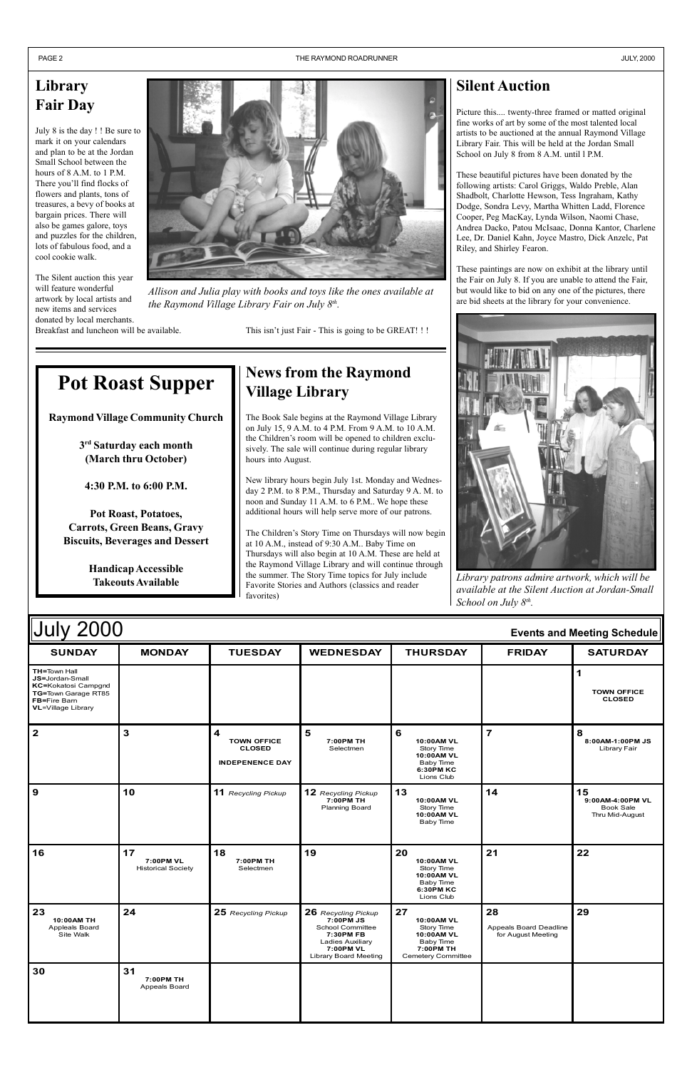## Library Fair Day

July 8 is the day ! ! Be sure to mark it on your calendars and plan to be at the Jordan Small School between the hours of 8 A.M. to 1 P.M. There you'll find flocks of flowers and plants, tons of treasures, a bevy of books at bargain prices. There will also be games galore, toys and puzzles for the children, lots of fabulous food, and a cool cookie walk.

The Silent auction this year will feature wonderful artwork by local artists and new items and services donated by local merchants. Breakfast and luncheon will be available.

*Allison and Julia play with books and toys like the ones available at the Raymond Village Library Fair on July 8th.*

This isn't just Fair - This is going to be GREAT! ! !

## Silent Auction

Picture this.... twenty-three framed or matted original fine works of art by some of the most talented local artists to be auctioned at the annual Raymond Village Library Fair. This will be held at the Jordan Small School on July 8 from 8 A.M. until l P.M.

These beautiful pictures have been donated by the following artists: Carol Griggs, Waldo Preble, Alan Shadbolt, Charlotte Hewson, Tess Ingraham, Kathy Dodge, Sondra Levy, Martha Whitten Ladd, Florence Cooper, Peg MacKay, Lynda Wilson, Naomi Chase, Andrea Dacko, Patou McIsaac, Donna Kantor, Charlene Lee, Dr. Daniel Kahn, Joyce Mastro, Dick Anzelc, Pat Riley, and Shirley Fearon.

These paintings are now on exhibit at the library until the Fair on July 8. If you are unable to attend the Fair, but would like to bid on any one of the pictures, there are bid sheets at the library for your convenience.

*Library patrons admire artwork, which will be available at the Silent Auction at Jordan-Small School on July 8th.*

## Pot Roast Supper

**Raymond Village Community Church**

**3rd Saturday each month (March thru October)**

**4:30 P.M. to 6:00 P.M.**

**Pot Roast, Potatoes, Carrots, Green Beans, Gravy Biscuits, Beverages and Dessert**

**Handicap Accessible**
**Takeouts Available**

## News from the Raymond Village Library

The Book Sale begins at the Raymond Village Library on July 15, 9 A.M. to 4 P.M. From 9 A.M. to 10 A.M. the Children's room will be opened to children exclusively. The sale will continue during regular library hours into August.

New library hours begin July 1st. Monday and Wednesday 2 P.M. to 8 P.M., Thursday and Saturday 9 A. M. to noon and Sunday 11 A.M. to 6 P.M.. We hope these additional hours will help serve more of our patrons.

The Children's Story Time on Thursdays will now begin at 10 A.M., instead of 9:30 A.M.. Baby Time on Thursdays will also begin at 10 A.M. These are held at the Raymond Village Library and will continue through the summer. The Story Time topics for July include Favorite Stories and Authors (classics and reader favorites)

## July 2000 — Events and Meeting Schedule

| SUNDAY | MONDAY | TUESDAY | WEDNESDAY | THURSDAY | FRIDAY | SATURDAY |
|---|---|---|---|---|---|---|
| **TH**=Town Hall **JS**=Jordan-Small **KC**=Kokatosi Campgnd **TG**=Town Garage RT85 **FB**=Fire Barn **VL**=Village Library | | | | | | **1** TOWN OFFICE CLOSED |
| **2** | **3** | **4** TOWN OFFICE CLOSED INDEPENDENCE DAY | **5** 7:00PM TH Selectmen | **6** 10:00AM VL Story Time 10:00AM VL Baby Time 6:30PM KC Lions Club | **7** | **8** 8:00AM-1:00PM JS Library Fair |
| **9** | **10** | **11** *Recycling Pickup* | **12** *Recycling Pickup* 7:00PM TH Planning Board | **13** 10:00AM VL Story Time 10:00AM VL Baby Time | **14** | **15** 9:00AM-4:00PM VL Book Sale Thru Mid-August |
| **16** | **17** 7:00PM VL Historical Society | **18** 7:00PM TH Selectmen | **19** | **20** 10:00AM VL Story Time 10:00AM VL Baby Time 6:30PM KC Lions Club | **21** | **22** |
| **23** 10:00AM TH Appleals Board Site Walk | **24** | **25** *Recycling Pickup* | **26** *Recycling Pickup* 7:00PM JS School Committee 7:30PM FB Ladies Auxiliary 7:00PM VL Library Board Meeting | **27** 10:00AM VL Story Time 10:00AM VL Baby Time 7:00PM TH Cemetery Committee | **28** Appeals Board Deadline for August Meeting | **29** |
| **30** | **31** 7:00PM TH Appeals Board | | | | | |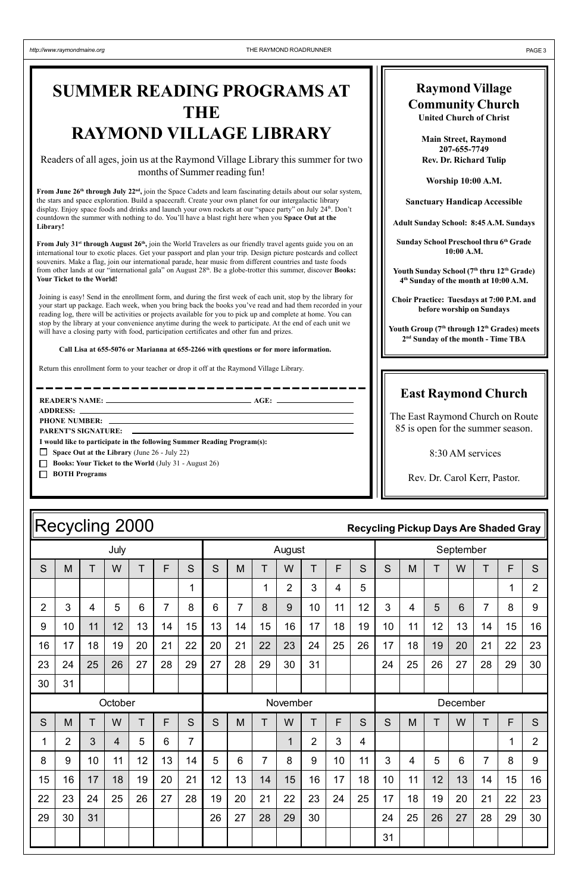# SUMMER READING PROGRAMS AT THE RAYMOND VILLAGE LIBRARY

Readers of all ages, join us at the Raymond Village Library this summer for two months of Summer reading fun!

**From June 26th through July 22nd,** join the Space Cadets and learn fascinating details about our solar system, the stars and space exploration. Build a spacecraft. Create your own planet for our intergalactic library display. Enjoy space foods and drinks and launch your own rockets at our "space party" on July 24th. Don't countdown the summer with nothing to do. You'll have a blast right here when you **Space Out at the Library!**

**From July 31st through August 26th,** join the World Travelers as our friendly travel agents guide you on an international tour to exotic places. Get your passport and plan your trip. Design picture postcards and collect souvenirs. Make a flag, join our international parade, hear music from different countries and taste foods from other lands at our "international gala" on August 28th. Be a globe-trotter this summer, discover **Books: Your Ticket to the World!**

Joining is easy! Send in the enrollment form, and during the first week of each unit, stop by the library for your start up package. Each week, when you bring back the books you've read and had them recorded in your reading log, there will be activities or projects available for you to pick up and complete at home. You can stop by the library at your convenience anytime during the week to participate. At the end of each unit we will have a closing party with food, participation certificates and other fun and prizes.

**Call Lisa at 655-5076 or Marianna at 655-2266 with questions or for more information.**

Return this enrollment form to your teacher or drop it off at the Raymond Village Library.

---

**READER'S NAME:** ______________________ **AGE:** ________

**ADDRESS:** ______________________

**PHONE NUMBER:** ______________________

**PARENT'S SIGNATURE:** ______________________

**I would like to participate in the following Summer Reading Program(s):**

- ☐ **Space Out at the Library** (June 26 - July 22)
- ☐ **Books: Your Ticket to the World** (July 31 - August 26)
- ☐ **BOTH Programs**

## Raymond Village Community Church

**United Church of Christ**

**Main Street, Raymond**
**207-655-7749**
**Rev. Dr. Richard Tulip**

**Worship 10:00 A.M.**

**Sanctuary Handicap Accessible**

**Adult Sunday School: 8:45 A.M. Sundays**

**Sunday School Preschool thru 6th Grade 10:00 A.M.**

**Youth Sunday School (7th thru 12th Grade) 4th Sunday of the month at 10:00 A.M.**

**Choir Practice: Tuesdays at 7:00 P.M. and before worship on Sundays**

**Youth Group (7th through 12th Grades) meets 2nd Sunday of the month - Time TBA**

## East Raymond Church

The East Raymond Church on Route 85 is open for the summer season.

8:30 AM services

Rev. Dr. Carol Kerr, Pastor.

## Recycling 2000

**Recycling Pickup Days Are Shaded Gray** (shaded days shown in bold)

| July | | | | | | | August | | | | | | | September | | | | | | |
|---|---|---|---|---|---|---|---|---|---|---|---|---|---|---|---|---|---|---|---|---|
| S | M | T | W | T | F | S | S | M | T | W | T | F | S | S | M | T | W | T | F | S |
| | | | | | | 1 | | | 1 | 2 | 3 | 4 | 5 | | | | | | 1 | 2 |
| 2 | 3 | 4 | 5 | 6 | 7 | 8 | 6 | 7 | **8** | **9** | 10 | 11 | 12 | 3 | 4 | **5** | **6** | 7 | 8 | 9 |
| 9 | 10 | **11** | **12** | 13 | 14 | 15 | 13 | 14 | 15 | 16 | 17 | 18 | 19 | 10 | 11 | 12 | 13 | 14 | 15 | 16 |
| 16 | 17 | 18 | 19 | 20 | 21 | 22 | 20 | 21 | **22** | **23** | 24 | 25 | 26 | 17 | 18 | **19** | **20** | 21 | 22 | 23 |
| 23 | 24 | **25** | **26** | 27 | 28 | 29 | 27 | 28 | 29 | 30 | 31 | | | 24 | 25 | 26 | 27 | 28 | 29 | 30 |
| 30 | 31 | | | | | | | | | | | | | | | | | | | |

| October | | | | | | | November | | | | | | | December | | | | | | |
|---|---|---|---|---|---|---|---|---|---|---|---|---|---|---|---|---|---|---|---|---|
| S | M | T | W | T | F | S | S | M | T | W | T | F | S | S | M | T | W | T | F | S |
| 1 | 2 | **3** | **4** | 5 | 6 | 7 | | | | **1** | 2 | 3 | 4 | | | | | | 1 | 2 |
| 8 | 9 | 10 | 11 | 12 | 13 | 14 | 5 | 6 | 7 | 8 | 9 | 10 | 11 | 3 | 4 | 5 | 6 | 7 | 8 | 9 |
| 15 | 16 | **17** | **18** | 19 | 20 | 21 | 12 | 13 | **14** | **15** | 16 | 17 | 18 | 10 | 11 | **12** | **13** | 14 | 15 | 16 |
| 22 | 23 | 24 | 25 | 26 | 27 | 28 | 19 | 20 | 21 | 22 | 23 | 24 | 25 | 17 | 18 | 19 | 20 | 21 | 22 | 23 |
| 29 | 30 | **31** | | | | | 26 | 27 | **28** | **29** | 30 | | | 24 | 25 | **26** | **27** | 28 | 29 | 30 |
| | | | | | | | | | | | | | | 31 | | | | | | |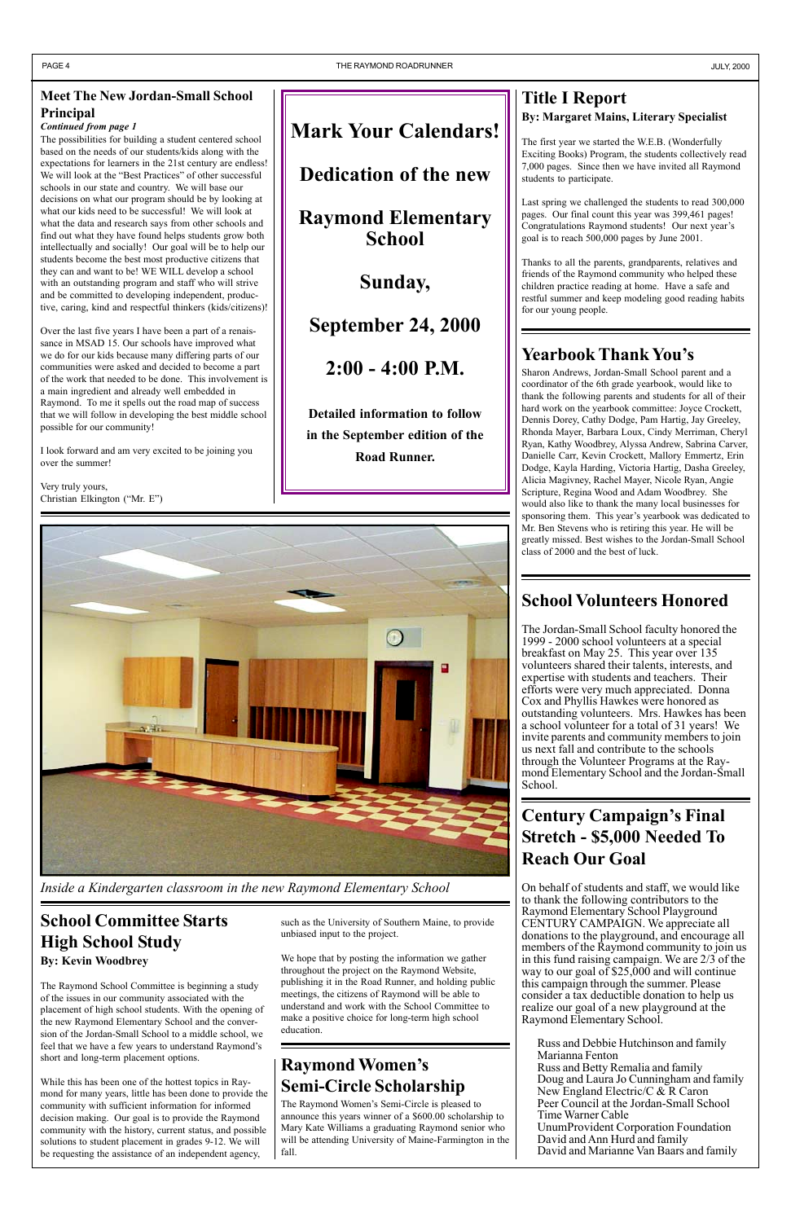## Meet The New Jordan-Small School Principal

*Continued from page 1*

The possibilities for building a student centered school based on the needs of our students/kids along with the expectations for learners in the 21st century are endless! We will look at the "Best Practices" of other successful schools in our state and country. We will base our decisions on what our program should be by looking at what our kids need to be successful! We will look at what the data and research says from other schools and find out what they have found helps students grow both intellectually and socially! Our goal will be to help our students become the best most productive citizens that they can and want to be! WE WILL develop a school with an outstanding program and staff who will strive and be committed to developing independent, productive, caring, kind and respectful thinkers (kids/citizens)!

Over the last five years I have been a part of a renaissance in MSAD 15. Our schools have improved what we do for our kids because many differing parts of our communities were asked and decided to become a part of the work that needed to be done. This involvement is a main ingredient and already well embedded in Raymond. To me it spells out the road map of success that we will follow in developing the best middle school possible for our community!

I look forward and am very excited to be joining you over the summer!

Very truly yours,
Christian Elkington ("Mr. E")

# Mark Your Calendars!

## Dedication of the new

## Raymond Elementary School

## Sunday,

## September 24, 2000

## 2:00 - 4:00 P.M.

**Detailed information to follow in the September edition of the Road Runner.**

*Inside a Kindergarten classroom in the new Raymond Elementary School*

## Title I Report

**By: Margaret Mains, Literary Specialist**

The first year we started the W.E.B. (Wonderfully Exciting Books) Program, the students collectively read 7,000 pages. Since then we have invited all Raymond students to participate.

Last spring we challenged the students to read 300,000 pages. Our final count this year was 399,461 pages! Congratulations Raymond students! Our next year's goal is to reach 500,000 pages by June 2001.

Thanks to all the parents, grandparents, relatives and friends of the Raymond community who helped these children practice reading at home. Have a safe and restful summer and keep modeling good reading habits for our young people.

## Yearbook Thank You's

Sharon Andrews, Jordan-Small School parent and a coordinator of the 6th grade yearbook, would like to thank the following parents and students for all of their hard work on the yearbook committee: Joyce Crockett, Dennis Dorey, Cathy Dodge, Pam Hartig, Jay Greeley, Rhonda Mayer, Barbara Loux, Cindy Merriman, Cheryl Ryan, Kathy Woodbrey, Alyssa Andrew, Sabrina Carver, Danielle Carr, Kevin Crockett, Mallory Emmertz, Erin Dodge, Kayla Harding, Victoria Hartig, Dasha Greeley, Alicia Magivney, Rachel Mayer, Nicole Ryan, Angie Scripture, Regina Wood and Adam Woodbrey. She would also like to thank the many local businesses for sponsoring them. This year's yearbook was dedicated to Mr. Ben Stevens who is retiring this year. He will be greatly missed. Best wishes to the Jordan-Small School class of 2000 and the best of luck.

## School Volunteers Honored

The Jordan-Small School faculty honored the 1999 - 2000 school volunteers at a special breakfast on May 25. This year over 135 volunteers shared their talents, interests, and expertise with students and teachers. Their efforts were very much appreciated. Donna Cox and Phyllis Hawkes were honored as outstanding volunteers. Mrs. Hawkes has been a school volunteer for a total of 31 years! We invite parents and community members to join us next fall and contribute to the schools through the Volunteer Programs at the Raymond Elementary School and the Jordan-Small School.

## School Committee Starts High School Study

**By: Kevin Woodbrey**

The Raymond School Committee is beginning a study of the issues in our community associated with the placement of high school students. With the opening of the new Raymond Elementary School and the conversion of the Jordan-Small School to a middle school, we feel that we have a few years to understand Raymond's short and long-term placement options.

While this has been one of the hottest topics in Raymond for many years, little has been done to provide the community with sufficient information for informed decision making. Our goal is to provide the Raymond community with the history, current status, and possible solutions to student placement in grades 9-12. We will be requesting the assistance of an independent agency, such as the University of Southern Maine, to provide unbiased input to the project.

We hope that by posting the information we gather throughout the project on the Raymond Website, publishing it in the Road Runner, and holding public meetings, the citizens of Raymond will be able to understand and work with the School Committee to make a positive choice for long-term high school education.

## Raymond Women's Semi-Circle Scholarship

The Raymond Women's Semi-Circle is pleased to announce this years winner of a $600.00 scholarship to Mary Kate Williams a graduating Raymond senior who will be attending University of Maine-Farmington in the fall.

## Century Campaign's Final Stretch - $5,000 Needed To Reach Our Goal

On behalf of students and staff, we would like to thank the following contributors to the Raymond Elementary School Playground CENTURY CAMPAIGN. We appreciate all donations to the playground, and encourage all members of the Raymond community to join us in this fund raising campaign. We are 2/3 of the way to our goal of $25,000 and will continue this campaign through the summer. Please consider a tax deductible donation to help us realize our goal of a new playground at the Raymond Elementary School.

Russ and Debbie Hutchinson and family
Marianna Fenton
Russ and Betty Remalia and family
Doug and Laura Jo Cunningham and family
New England Electric/C & R Caron
Peer Council at the Jordan-Small School
Time Warner Cable
UnumProvident Corporation Foundation
David and Ann Hurd and family
David and Marianne Van Baars and family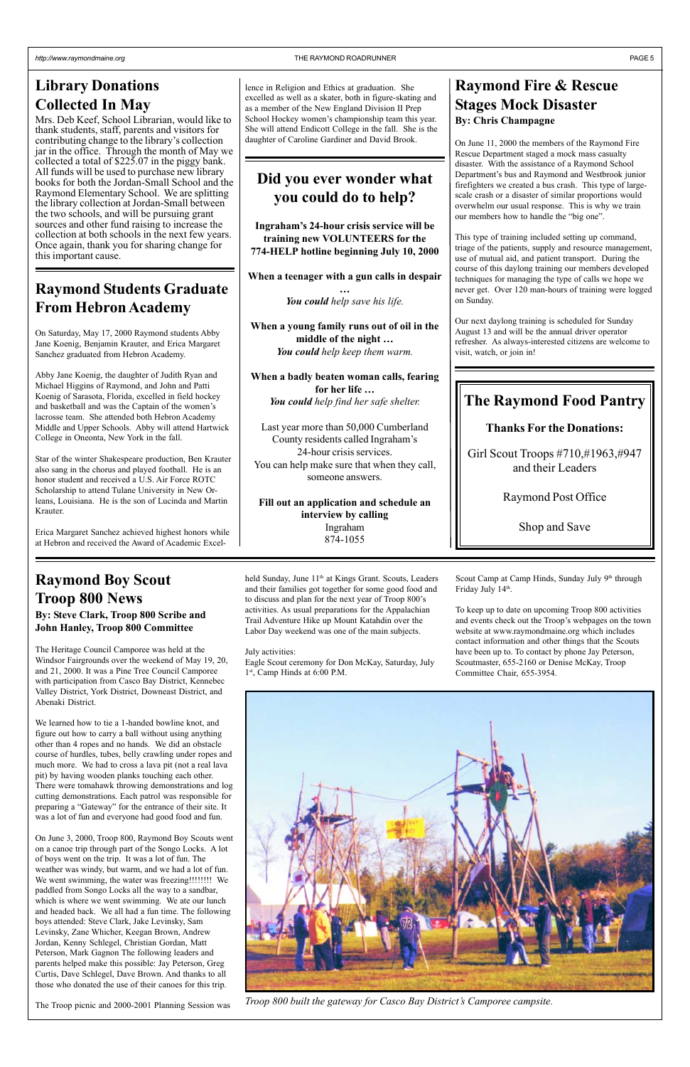## Library Donations Collected In May

Mrs. Deb Keef, School Librarian, would like to thank students, staff, parents and visitors for contributing change to the library's collection jar in the office. Through the month of May we collected a total of $225.07 in the piggy bank. All funds will be used to purchase new library books for both the Jordan-Small School and the Raymond Elementary School. We are splitting the library collection at Jordan-Small between the two schools, and will be pursuing grant sources and other fund raising to increase the collection at both schools in the next few years. Once again, thank you for sharing change for this important cause.

## Raymond Students Graduate From Hebron Academy

On Saturday, May 17, 2000 Raymond students Abby Jane Koenig, Benjamin Krauter, and Erica Margaret Sanchez graduated from Hebron Academy.

Abby Jane Koenig, the daughter of Judith Ryan and Michael Higgins of Raymond, and John and Patti Koenig of Sarasota, Florida, excelled in field hockey and basketball and was the Captain of the women's lacrosse team. She attended both Hebron Academy Middle and Upper Schools. Abby will attend Hartwick College in Oneonta, New York in the fall.

Star of the winter Shakespeare production, Ben Krauter also sang in the chorus and played football. He is an honor student and received a U.S. Air Force ROTC Scholarship to attend Tulane University in New Orleans, Louisiana. He is the son of Lucinda and Martin Krauter.

Erica Margaret Sanchez achieved highest honors while at Hebron and received the Award of Academic Excellence in Religion and Ethics at graduation. She excelled as well as a skater, both in figure-skating and as a member of the New England Division II Prep School Hockey women's championship team this year. She will attend Endicott College in the fall. She is the daughter of Caroline Gardiner and David Brook.

## Did you ever wonder what you could do to help?

**Ingraham's 24-hour crisis service will be training new VOLUNTEERS for the 774-HELP hotline beginning July 10, 2000**

**When a teenager with a gun calls in despair …**
***You could*** *help save his life.*

**When a young family runs out of oil in the middle of the night …**
***You could*** *help keep them warm.*

**When a badly beaten woman calls, fearing for her life …**
***You could*** *help find her safe shelter.*

Last year more than 50,000 Cumberland County residents called Ingraham's 24-hour crisis services.
You can help make sure that when they call, someone answers.

**Fill out an application and schedule an interview by calling**
Ingraham
874-1055

## Raymond Fire & Rescue Stages Mock Disaster

**By: Chris Champagne**

On June 11, 2000 the members of the Raymond Fire Rescue Department staged a mock mass casualty disaster. With the assistance of a Raymond School Department's bus and Raymond and Westbrook junior firefighters we created a bus crash. This type of large-scale crash or a disaster of similar proportions would overwhelm our usual response. This is why we train our members how to handle the "big one".

This type of training included setting up command, triage of the patients, supply and resource management, use of mutual aid, and patient transport. During the course of this daylong training our members developed techniques for managing the type of calls we hope we never get. Over 120 man-hours of training were logged on Sunday.

Our next daylong training is scheduled for Sunday August 13 and will be the annual driver operator refresher. As always-interested citizens are welcome to visit, watch, or join in!

## The Raymond Food Pantry

**Thanks For the Donations:**

Girl Scout Troops #710,#1963,#947 and their Leaders

Raymond Post Office

Shop and Save

## Raymond Boy Scout Troop 800 News

**By: Steve Clark, Troop 800 Scribe and John Hanley, Troop 800 Committee**

The Heritage Council Camporee was held at the Windsor Fairgrounds over the weekend of May 19, 20, and 21, 2000. It was a Pine Tree Council Camporee with participation from Casco Bay District, Kennebec Valley District, York District, Downeast District, and Abenaki District.

We learned how to tie a 1-handed bowline knot, and figure out how to carry a ball without using anything other than 4 ropes and no hands. We did an obstacle course of hurdles, tubes, belly crawling under ropes and much more. We had to cross a lava pit (not a real lava pit) by having wooden planks touching each other. There were tomahawk throwing demonstrations and log cutting demonstrations. Each patrol was responsible for preparing a "Gateway" for the entrance of their site. It was a lot of fun and everyone had good food and fun.

On June 3, 2000, Troop 800, Raymond Boy Scouts went on a canoe trip through part of the Songo Locks. A lot of boys went on the trip. It was a lot of fun. The weather was windy, but warm, and we had a lot of fun. We went swimming, the water was freezing!!!!!!!! We paddled from Songo Locks all the way to a sandbar, which is where we went swimming. We ate our lunch and headed back. We all had a fun time. The following boys attended: Steve Clark, Jake Levinsky, Sam Levinsky, Zane Whicher, Keegan Brown, Andrew Jordan, Kenny Schlegel, Christian Gordan, Matt Peterson, Mark Gagnon The following leaders and parents helped make this possible: Jay Peterson, Greg Curtis, Dave Schlegel, Dave Brown. And thanks to all those who donated the use of their canoes for this trip.

The Troop picnic and 2000-2001 Planning Session was held Sunday, June 11th at Kings Grant. Scouts, Leaders and their families got together for some good food and to discuss and plan for the next year of Troop 800's activities. As usual preparations for the Appalachian Trail Adventure Hike up Mount Katahdin over the Labor Day weekend was one of the main subjects.

July activities:
Eagle Scout ceremony for Don McKay, Saturday, July 1st, Camp Hinds at 6:00 P.M.

Scout Camp at Camp Hinds, Sunday July 9th through Friday July 14th.

To keep up to date on upcoming Troop 800 activities and events check out the Troop's webpages on the town website at www.raymondmaine.org which includes contact information and other things that the Scouts have been up to. To contact by phone Jay Peterson, Scoutmaster, 655-2160 or Denise McKay, Troop Committee Chair, 655-3954.

*Troop 800 built the gateway for Casco Bay District's Camporee campsite.*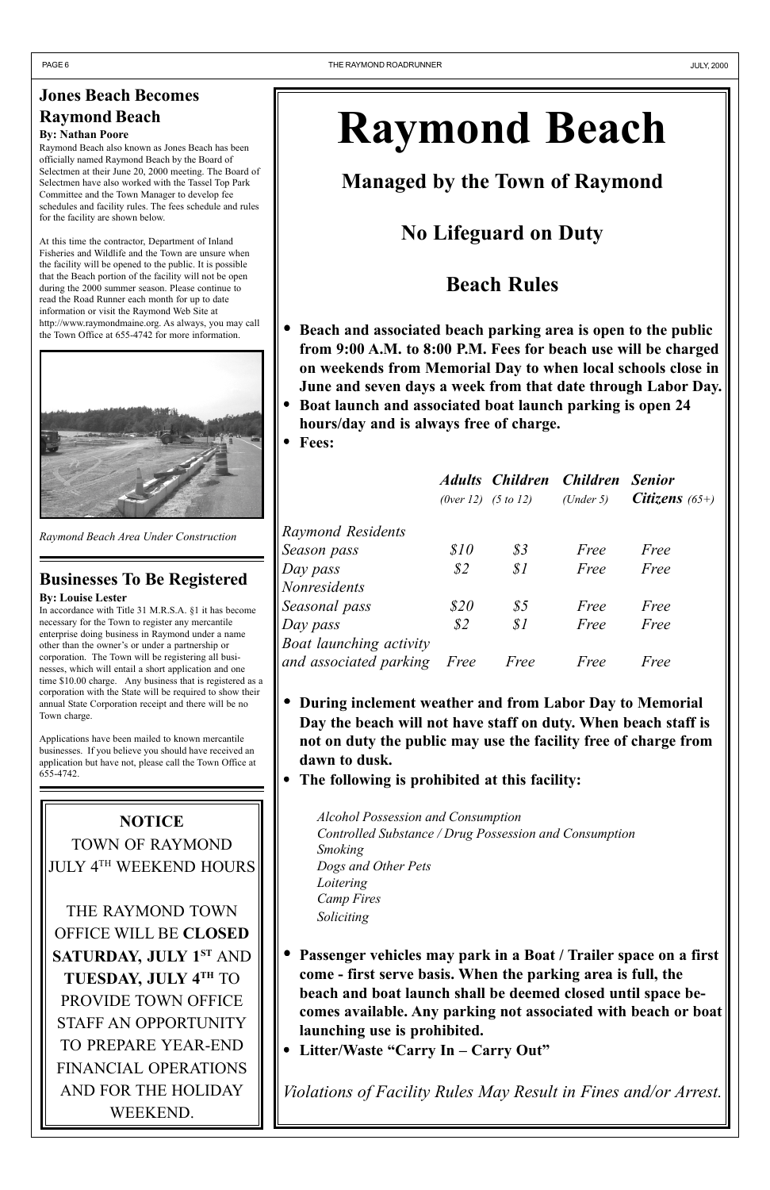## Jones Beach Becomes Raymond Beach

**By: Nathan Poore**

Raymond Beach also known as Jones Beach has been officially named Raymond Beach by the Board of Selectmen at their June 20, 2000 meeting. The Board of Selectmen have also worked with the Tassel Top Park Committee and the Town Manager to develop fee schedules and facility rules. The fees schedule and rules for the facility are shown below.

At this time the contractor, Department of Inland Fisheries and Wildlife and the Town are unsure when the facility will be opened to the public. It is possible that the Beach portion of the facility will not be open during the 2000 summer season. Please continue to read the Road Runner each month for up to date information or visit the Raymond Web Site at http://www.raymondmaine.org. As always, you may call the Town Office at 655-4742 for more information.

*Raymond Beach Area Under Construction*

## Businesses To Be Registered

**By: Louise Lester**

In accordance with Title 31 M.R.S.A. §1 it has become necessary for the Town to register any mercantile enterprise doing business in Raymond under a name other than the owner's or under a partnership or corporation. The Town will be registering all businesses, which will entail a short application and one time $10.00 charge. Any business that is registered as a corporation with the State will be required to show their annual State Corporation receipt and there will be no Town charge.

Applications have been mailed to known mercantile businesses. If you believe you should have received an application but have not, please call the Town Office at 655-4742.

**NOTICE**

TOWN OF RAYMOND
JULY 4TH WEEKEND HOURS

THE RAYMOND TOWN OFFICE WILL BE **CLOSED SATURDAY, JULY 1ST** AND **TUESDAY, JULY 4TH** TO PROVIDE TOWN OFFICE STAFF AN OPPORTUNITY TO PREPARE YEAR-END FINANCIAL OPERATIONS AND FOR THE HOLIDAY WEEKEND.

# Raymond Beach

## Managed by the Town of Raymond

## No Lifeguard on Duty

## Beach Rules

- **Beach and associated beach parking area is open to the public from 9:00 A.M. to 8:00 P.M. Fees for beach use will be charged on weekends from Memorial Day to when local schools close in June and seven days a week from that date through Labor Day.**
- **Boat launch and associated boat launch parking is open 24 hours/day and is always free of charge.**
- **Fees:**

| | ***Adults*** *(0ver 12)* | ***Children*** *(5 to 12)* | ***Children*** *(Under 5)* | ***Senior Citizens*** *(65+)* |
|---|---|---|---|---|
| *Raymond Residents* | | | | |
| *Season pass* | *$10* | *$3* | *Free* | *Free* |
| *Day pass* | *$2* | *$1* | *Free* | *Free* |
| *Nonresidents* | | | | |
| *Seasonal pass* | *$20* | *$5* | *Free* | *Free* |
| *Day pass* | *$2* | *$1* | *Free* | *Free* |
| *Boat launching activity and associated parking* | *Free* | *Free* | *Free* | *Free* |

- **During inclement weather and from Labor Day to Memorial Day the beach will not have staff on duty. When beach staff is not on duty the public may use the facility free of charge from dawn to dusk.**
- **The following is prohibited at this facility:**

  *Alcohol Possession and Consumption*
  *Controlled Substance / Drug Possession and Consumption*
  *Smoking*
  *Dogs and Other Pets*
  *Loitering*
  *Camp Fires*
  *Soliciting*

- **Passenger vehicles may park in a Boat / Trailer space on a first come - first serve basis. When the parking area is full, the beach and boat launch shall be deemed closed until space becomes available. Any parking not associated with beach or boat launching use is prohibited.**
- **Litter/Waste "Carry In – Carry Out"**

*Violations of Facility Rules May Result in Fines and/or Arrest.*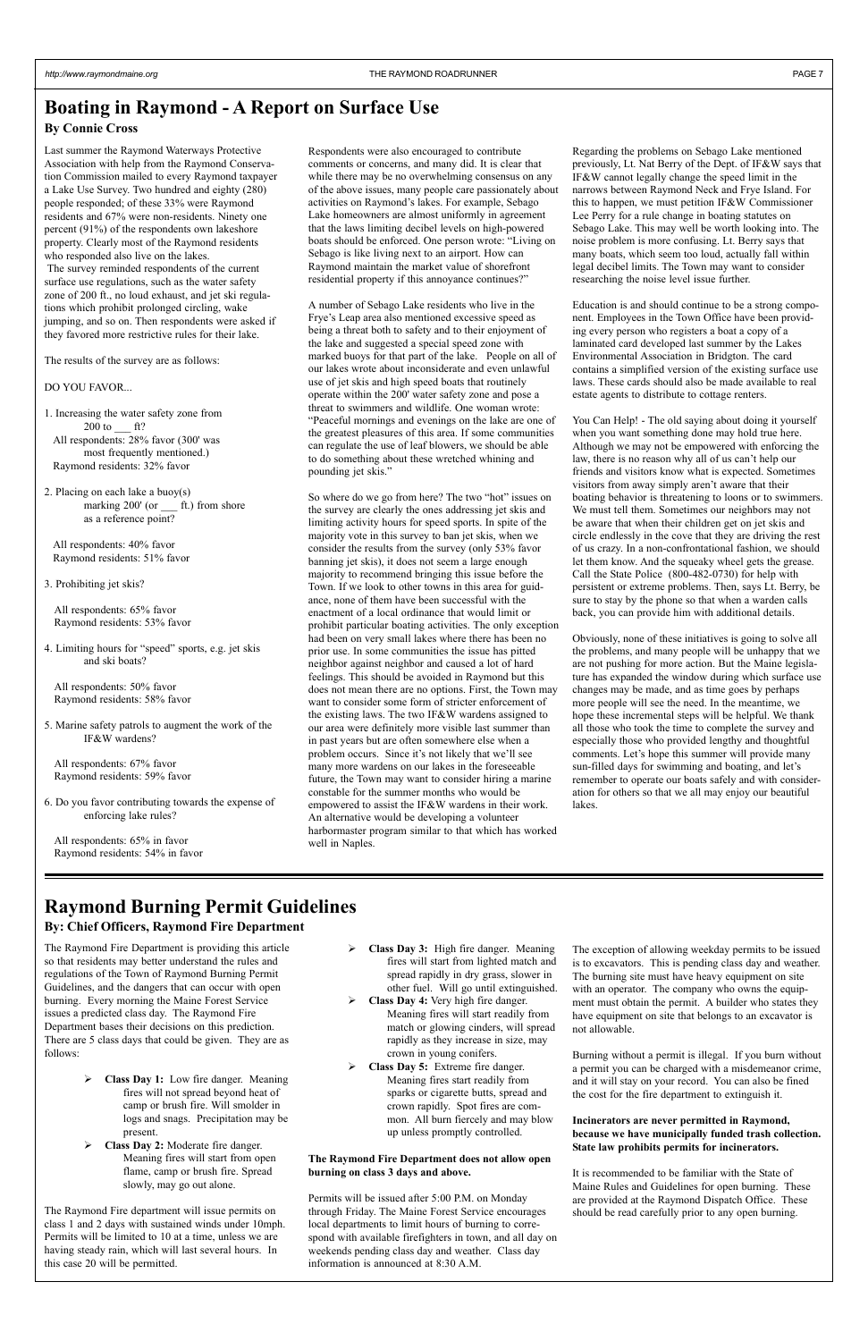# Boating in Raymond - A Report on Surface Use

**By Connie Cross**

Last summer the Raymond Waterways Protective Association with help from the Raymond Conservation Commission mailed to every Raymond taxpayer a Lake Use Survey. Two hundred and eighty (280) people responded; of these 33% were Raymond residents and 67% were non-residents. Ninety one percent (91%) of the respondents own lakeshore property. Clearly most of the Raymond residents who responded also live on the lakes.

The survey reminded respondents of the current surface use regulations, such as the water safety zone of 200 ft., no loud exhaust, and jet ski regulations which prohibit prolonged circling, wake jumping, and so on. Then respondents were asked if they favored more restrictive rules for their lake.

The results of the survey are as follows:

DO YOU FAVOR...

1. Increasing the water safety zone from 200 to ___ ft?

   All respondents: 28% favor (300' was most frequently mentioned.)
   Raymond residents: 32% favor

2. Placing on each lake a buoy(s) marking 200' (or ___ ft.) from shore as a reference point?

   All respondents: 40% favor
   Raymond residents: 51% favor

3. Prohibiting jet skis?

   All respondents: 65% favor
   Raymond residents: 53% favor

4. Limiting hours for "speed" sports, e.g. jet skis and ski boats?

   All respondents: 50% favor
   Raymond residents: 58% favor

5. Marine safety patrols to augment the work of the IF&W wardens?

   All respondents: 67% favor
   Raymond residents: 59% favor

6. Do you favor contributing towards the expense of enforcing lake rules?

   All respondents: 65% in favor
   Raymond residents: 54% in favor

Respondents were also encouraged to contribute comments or concerns, and many did. It is clear that while there may be no overwhelming consensus on any of the above issues, many people care passionately about activities on Raymond's lakes. For example, Sebago Lake homeowners are almost uniformly in agreement that the laws limiting decibel levels on high-powered boats should be enforced. One person wrote: "Living on Sebago is like living next to an airport. How can Raymond maintain the market value of shorefront residential property if this annoyance continues?"

A number of Sebago Lake residents who live in the Frye's Leap area also mentioned excessive speed as being a threat both to safety and to their enjoyment of the lake and suggested a special speed zone with marked buoys for that part of the lake. People on all of our lakes wrote about inconsiderate and even unlawful use of jet skis and high speed boats that routinely operate within the 200' water safety zone and pose a threat to swimmers and wildlife. One woman wrote: "Peaceful mornings and evenings on the lake are one of the greatest pleasures of this area. If some communities can regulate the use of leaf blowers, we should be able to do something about these wretched whining and pounding jet skis."

So where do we go from here? The two "hot" issues on the survey are clearly the ones addressing jet skis and limiting activity hours for speed sports. In spite of the majority vote in this survey to ban jet skis, when we consider the results from the survey (only 53% favor banning jet skis), it does not seem a large enough majority to recommend bringing this issue before the Town. If we look to other towns in this area for guidance, none of them have been successful with the enactment of a local ordinance that would limit or prohibit particular boating activities. The only exception had been on very small lakes where there has been no prior use. In some communities the issue has pitted neighbor against neighbor and caused a lot of hard feelings. This should be avoided in Raymond but this does not mean there are no options. First, the Town may want to consider some form of stricter enforcement of the existing laws. The two IF&W wardens assigned to our area were definitely more visible last summer than in past years but are often somewhere else when a problem occurs. Since it's not likely that we'll see many more wardens on our lakes in the foreseeable future, the Town may want to consider hiring a marine constable for the summer months who would be empowered to assist the IF&W wardens in their work. An alternative would be developing a volunteer harbormaster program similar to that which has worked well in Naples.

Regarding the problems on Sebago Lake mentioned previously, Lt. Nat Berry of the Dept. of IF&W says that IF&W cannot legally change the speed limit in the narrows between Raymond Neck and Frye Island. For this to happen, we must petition IF&W Commissioner Lee Perry for a rule change in boating statutes on Sebago Lake. This may well be worth looking into. The noise problem is more confusing. Lt. Berry says that many boats, which seem too loud, actually fall within legal decibel limits. The Town may want to consider researching the noise level issue further.

Education is and should continue to be a strong component. Employees in the Town Office have been providing every person who registers a boat a copy of a laminated card developed last summer by the Lakes Environmental Association in Bridgton. The card contains a simplified version of the existing surface use laws. These cards should also be made available to real estate agents to distribute to cottage renters.

You Can Help! - The old saying about doing it yourself when you want something done may hold true here. Although we may not be empowered with enforcing the law, there is no reason why all of us can't help our friends and visitors know what is expected. Sometimes visitors from away simply aren't aware that their boating behavior is threatening to loons or to swimmers. We must tell them. Sometimes our neighbors may not be aware that when their children get on jet skis and circle endlessly in the cove that they are driving the rest of us crazy. In a non-confrontational fashion, we should let them know. And the squeaky wheel gets the grease. Call the State Police (800-482-0730) for help with persistent or extreme problems. Then, says Lt. Berry, be sure to stay by the phone so that when a warden calls back, you can provide him with additional details.

Obviously, none of these initiatives is going to solve all the problems, and many people will be unhappy that we are not pushing for more action. But the Maine legislature has expanded the window during which surface use changes may be made, and as time goes by perhaps more people will see the need. In the meantime, we hope these incremental steps will be helpful. We thank all those who took the time to complete the survey and especially those who provided lengthy and thoughtful comments. Let's hope this summer will provide many sun-filled days for swimming and boating, and let's remember to operate our boats safely and with consideration for others so that we all may enjoy our beautiful lakes.

# Raymond Burning Permit Guidelines

**By: Chief Officers, Raymond Fire Department**

The Raymond Fire Department is providing this article so that residents may better understand the rules and regulations of the Town of Raymond Burning Permit Guidelines, and the dangers that can occur with open burning. Every morning the Maine Forest Service issues a predicted class day. The Raymond Fire Department bases their decisions on this prediction. There are 5 class days that could be given. They are as follows:

- **Class Day 1:** Low fire danger. Meaning fires will not spread beyond heat of camp or brush fire. Will smolder in logs and snags. Precipitation may be present.
- **Class Day 2:** Moderate fire danger. Meaning fires will start from open flame, camp or brush fire. Spread slowly, may go out alone.
- **Class Day 3:** High fire danger. Meaning fires will start from lighted match and spread rapidly in dry grass, slower in other fuel. Will go until extinguished.
- **Class Day 4:** Very high fire danger. Meaning fires will start readily from match or glowing cinders, will spread rapidly as they increase in size, may crown in young conifers.
- **Class Day 5:** Extreme fire danger. Meaning fires start readily from sparks or cigarette butts, spread and crown rapidly. Spot fires are common. All burn fiercely and may blow up unless promptly controlled.

The Raymond Fire department will issue permits on class 1 and 2 days with sustained winds under 10mph. Permits will be limited to 10 at a time, unless we are having steady rain, which will last several hours. In this case 20 will be permitted.

**The Raymond Fire Department does not allow open burning on class 3 days and above.**

Permits will be issued after 5:00 P.M. on Monday through Friday. The Maine Forest Service encourages local departments to limit hours of burning to correspond with available firefighters in town, and all day on weekends pending class day and weather. Class day information is announced at 8:30 A.M.

The exception of allowing weekday permits to be issued is to excavators. This is pending class day and weather. The burning site must have heavy equipment on site with an operator. The company who owns the equipment must obtain the permit. A builder who states they have equipment on site that belongs to an excavator is not allowable.

Burning without a permit is illegal. If you burn without a permit you can be charged with a misdemeanor crime, and it will stay on your record. You can also be fined the cost for the fire department to extinguish it.

**Incinerators are never permitted in Raymond, because we have municipally funded trash collection. State law prohibits permits for incinerators.**

It is recommended to be familiar with the State of Maine Rules and Guidelines for open burning. These are provided at the Raymond Dispatch Office. These should be read carefully prior to any open burning.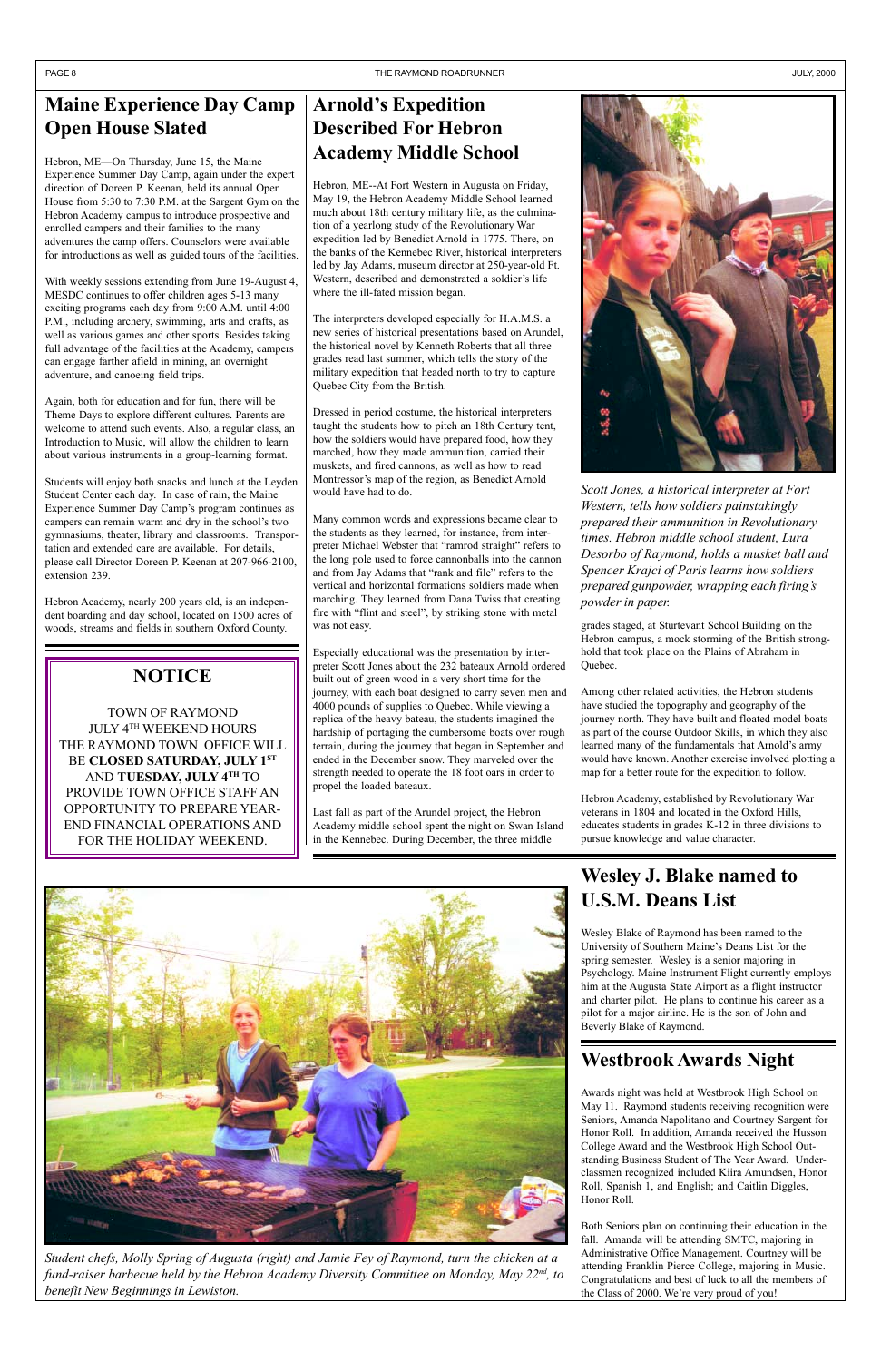# Maine Experience Day Camp Open House Slated

Hebron, ME—On Thursday, June 15, the Maine Experience Summer Day Camp, again under the expert direction of Doreen P. Keenan, held its annual Open House from 5:30 to 7:30 P.M. at the Sargent Gym on the Hebron Academy campus to introduce prospective and enrolled campers and their families to the many adventures the camp offers. Counselors were available for introductions as well as guided tours of the facilities.

With weekly sessions extending from June 19-August 4, MESDC continues to offer children ages 5-13 many exciting programs each day from 9:00 A.M. until 4:00 P.M., including archery, swimming, arts and crafts, as well as various games and other sports. Besides taking full advantage of the facilities at the Academy, campers can engage farther afield in mining, an overnight adventure, and canoeing field trips.

Again, both for education and for fun, there will be Theme Days to explore different cultures. Parents are welcome to attend such events. Also, a regular class, an Introduction to Music, will allow the children to learn about various instruments in a group-learning format.

Students will enjoy both snacks and lunch at the Leyden Student Center each day. In case of rain, the Maine Experience Summer Day Camp's program continues as campers can remain warm and dry in the school's two gymnasiums, theater, library and classrooms. Transportation and extended care are available. For details, please call Director Doreen P. Keenan at 207-966-2100, extension 239.

Hebron Academy, nearly 200 years old, is an independent boarding and day school, located on 1500 acres of woods, streams and fields in southern Oxford County.

## NOTICE

TOWN OF RAYMOND
JULY 4TH WEEKEND HOURS
THE RAYMOND TOWN OFFICE WILL BE **CLOSED SATURDAY, JULY 1ST** AND **TUESDAY, JULY 4TH** TO PROVIDE TOWN OFFICE STAFF AN OPPORTUNITY TO PREPARE YEAR-END FINANCIAL OPERATIONS AND FOR THE HOLIDAY WEEKEND.

# Arnold's Expedition Described For Hebron Academy Middle School

Hebron, ME--At Fort Western in Augusta on Friday, May 19, the Hebron Academy Middle School learned much about 18th century military life, as the culmination of a yearlong study of the Revolutionary War expedition led by Benedict Arnold in 1775. There, on the banks of the Kennebec River, historical interpreters led by Jay Adams, museum director at 250-year-old Ft. Western, described and demonstrated a soldier's life where the ill-fated mission began.

The interpreters developed especially for H.A.M.S. a new series of historical presentations based on Arundel, the historical novel by Kenneth Roberts that all three grades read last summer, which tells the story of the military expedition that headed north to try to capture Quebec City from the British.

Dressed in period costume, the historical interpreters taught the students how to pitch an 18th Century tent, how the soldiers would have prepared food, how they marched, how they made ammunition, carried their muskets, and fired cannons, as well as how to read Montressor's map of the region, as Benedict Arnold would have had to do.

Many common words and expressions became clear to the students as they learned, for instance, from interpreter Michael Webster that "ramrod straight" refers to the long pole used to force cannonballs into the cannon and from Jay Adams that "rank and file" refers to the vertical and horizontal formations soldiers made when marching. They learned from Dana Twiss that creating fire with "flint and steel", by striking stone with metal was not easy.

Especially educational was the presentation by interpreter Scott Jones about the 232 bateaux Arnold ordered built out of green wood in a very short time for the journey, with each boat designed to carry seven men and 4000 pounds of supplies to Quebec. While viewing a replica of the heavy bateau, the students imagined the hardship of portaging the cumbersome boats over rough terrain, during the journey that began in September and ended in the December snow. They marveled over the strength needed to operate the 18 foot oars in order to propel the loaded bateaux.

Last fall as part of the Arundel project, the Hebron Academy middle school spent the night on Swan Island in the Kennebec. During December, the three middle grades staged, at Sturtevant School Building on the Hebron campus, a mock storming of the British stronghold that took place on the Plains of Abraham in Quebec.

*Scott Jones, a historical interpreter at Fort Western, tells how soldiers painstakingly prepared their ammunition in Revolutionary times. Hebron middle school student, Lura Desorbo of Raymond, holds a musket ball and Spencer Krajci of Paris learns how soldiers prepared gunpowder, wrapping each firing's powder in paper.*

Among other related activities, the Hebron students have studied the topography and geography of the journey north. They have built and floated model boats as part of the course Outdoor Skills, in which they also learned many of the fundamentals that Arnold's army would have known. Another exercise involved plotting a map for a better route for the expedition to follow.

Hebron Academy, established by Revolutionary War veterans in 1804 and located in the Oxford Hills, educates students in grades K-12 in three divisions to pursue knowledge and value character.

*Student chefs, Molly Spring of Augusta (right) and Jamie Fey of Raymond, turn the chicken at a fund-raiser barbecue held by the Hebron Academy Diversity Committee on Monday, May 22nd, to benefit New Beginnings in Lewiston.*

# Wesley J. Blake named to U.S.M. Deans List

Wesley Blake of Raymond has been named to the University of Southern Maine's Deans List for the spring semester. Wesley is a senior majoring in Psychology. Maine Instrument Flight currently employs him at the Augusta State Airport as a flight instructor and charter pilot. He plans to continue his career as a pilot for a major airline. He is the son of John and Beverly Blake of Raymond.

# Westbrook Awards Night

Awards night was held at Westbrook High School on May 11. Raymond students receiving recognition were Seniors, Amanda Napolitano and Courtney Sargent for Honor Roll. In addition, Amanda received the Husson College Award and the Westbrook High School Outstanding Business Student of The Year Award. Underclassmen recognized included Kiira Amundsen, Honor Roll, Spanish 1, and English; and Caitlin Diggles, Honor Roll.

Both Seniors plan on continuing their education in the fall. Amanda will be attending SMTC, majoring in Administrative Office Management. Courtney will be attending Franklin Pierce College, majoring in Music. Congratulations and best of luck to all the members of the Class of 2000. We're very proud of you!